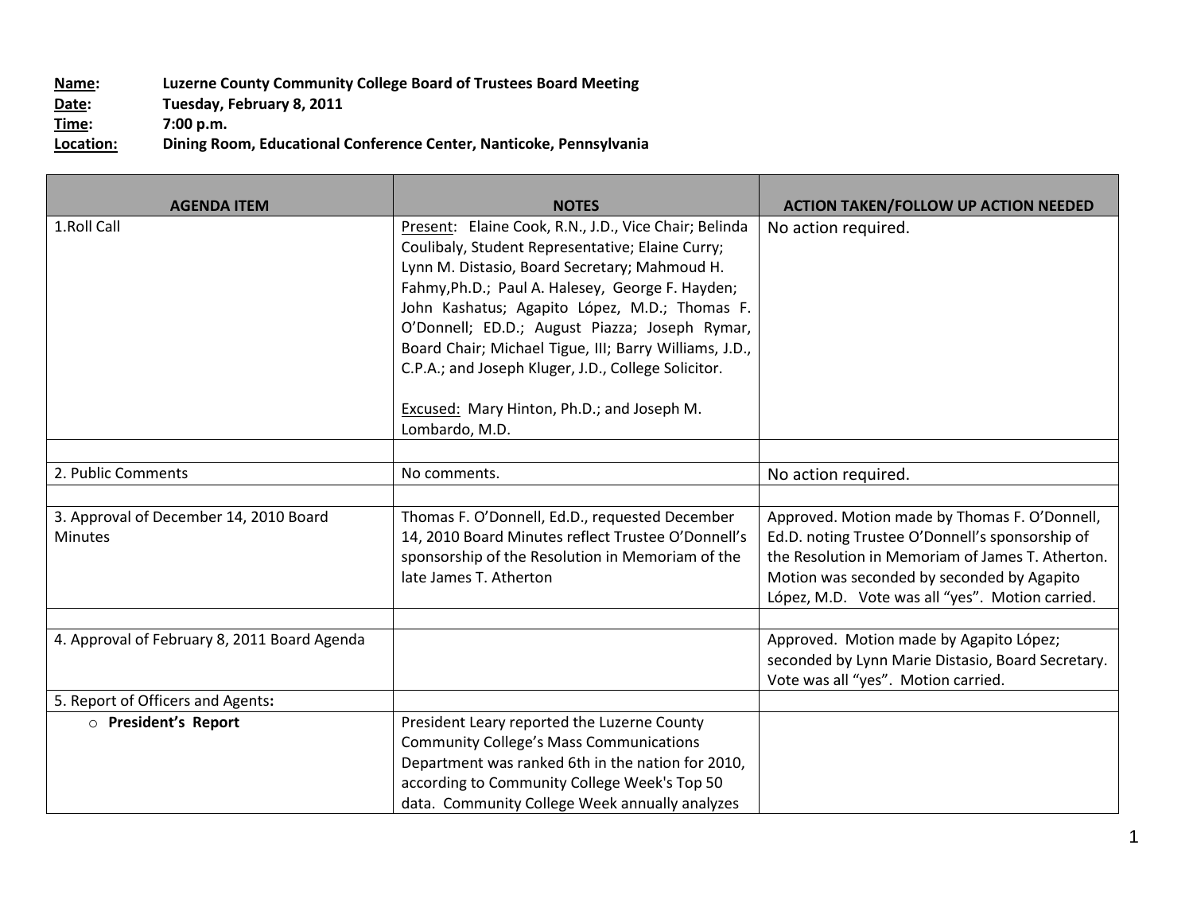**Name:** Luzerne County Community College Board of Trustees Board Meeting
**Date:** Tuesday, February 8, 2011
**Time:** 7:00 p.m.
**Location:** Dining Room, Educational Conference Center, Nanticoke, Pennsylvania

| AGENDA ITEM | NOTES | ACTION TAKEN/FOLLOW UP ACTION NEEDED |
|---|---|---|
| 1.Roll Call | Present: Elaine Cook, R.N., J.D., Vice Chair; Belinda Coulibaly, Student Representative; Elaine Curry; Lynn M. Distasio, Board Secretary; Mahmoud H. Fahmy,Ph.D.; Paul A. Halesey, George F. Hayden; John Kashatus; Agapito López, M.D.; Thomas F. O'Donnell; ED.D.; August Piazza; Joseph Rymar, Board Chair; Michael Tigue, III; Barry Williams, J.D., C.P.A.; and Joseph Kluger, J.D., College Solicitor.<br><br>Excused: Mary Hinton, Ph.D.; and Joseph M. Lombardo, M.D. | No action required. |
| | | |
| 2. Public Comments | No comments. | No action required. |
| | | |
| 3. Approval of December 14, 2010 Board Minutes | Thomas F. O'Donnell, Ed.D., requested December 14, 2010 Board Minutes reflect Trustee O'Donnell's sponsorship of the Resolution in Memoriam of the late James T. Atherton | Approved. Motion made by Thomas F. O'Donnell, Ed.D. noting Trustee O'Donnell's sponsorship of the Resolution in Memoriam of James T. Atherton. Motion was seconded by seconded by Agapito López, M.D. Vote was all "yes". Motion carried. |
| | | |
| 4. Approval of February 8, 2011 Board Agenda | | Approved. Motion made by Agapito López; seconded by Lynn Marie Distasio, Board Secretary. Vote was all "yes". Motion carried. |
| 5. Report of Officers and Agents**:** | | |
| ○ **President's Report** | President Leary reported the Luzerne County Community College's Mass Communications Department was ranked 6th in the nation for 2010, according to Community College Week's Top 50 data. Community College Week annually analyzes | |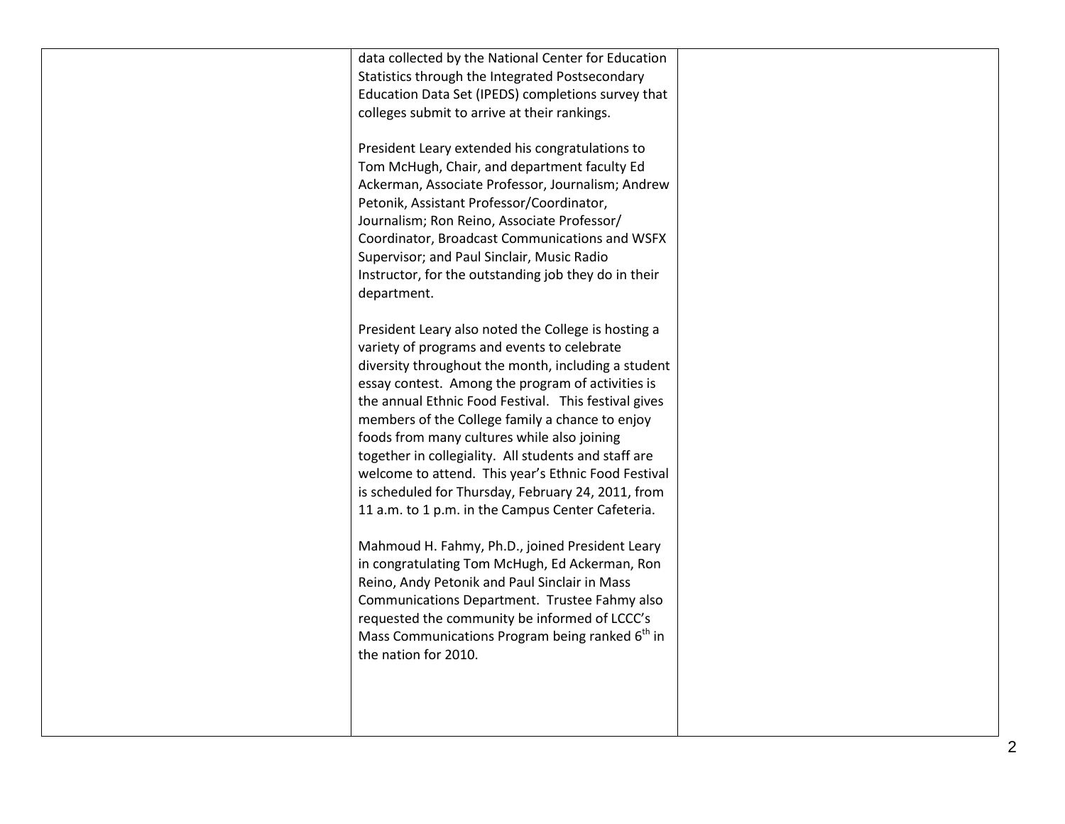| | | |
|---|---|---|
| | data collected by the National Center for Education Statistics through the Integrated Postsecondary Education Data Set (IPEDS) completions survey that colleges submit to arrive at their rankings.<br><br>President Leary extended his congratulations to Tom McHugh, Chair, and department faculty Ed Ackerman, Associate Professor, Journalism; Andrew Petonik, Assistant Professor/Coordinator, Journalism; Ron Reino, Associate Professor/ Coordinator, Broadcast Communications and WSFX Supervisor; and Paul Sinclair, Music Radio Instructor, for the outstanding job they do in their department.<br><br>President Leary also noted the College is hosting a variety of programs and events to celebrate diversity throughout the month, including a student essay contest. Among the program of activities is the annual Ethnic Food Festival. This festival gives members of the College family a chance to enjoy foods from many cultures while also joining together in collegiality. All students and staff are welcome to attend. This year's Ethnic Food Festival is scheduled for Thursday, February 24, 2011, from 11 a.m. to 1 p.m. in the Campus Center Cafeteria.<br><br>Mahmoud H. Fahmy, Ph.D., joined President Leary in congratulating Tom McHugh, Ed Ackerman, Ron Reino, Andy Petonik and Paul Sinclair in Mass Communications Department. Trustee Fahmy also requested the community be informed of LCCC's Mass Communications Program being ranked 6th in the nation for 2010. | |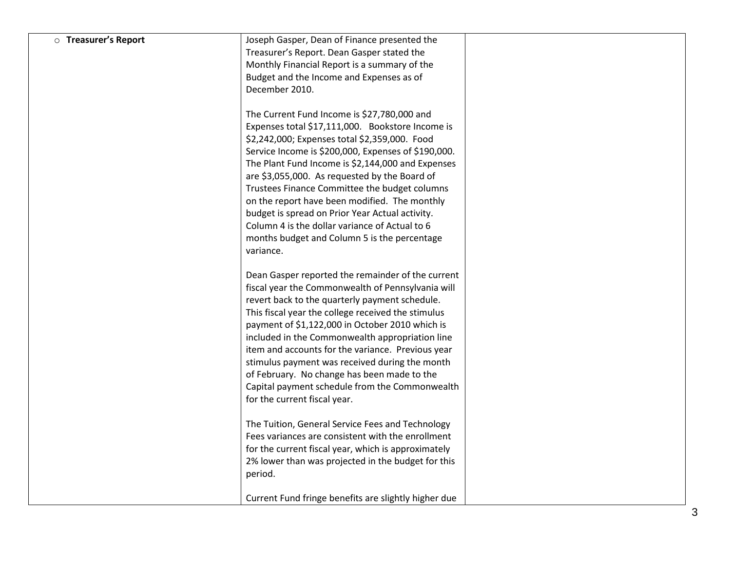| | | |
|---|---|---|
| ○ **Treasurer's Report** | Joseph Gasper, Dean of Finance presented the Treasurer's Report. Dean Gasper stated the Monthly Financial Report is a summary of the Budget and the Income and Expenses as of December 2010.<br><br>The Current Fund Income is $27,780,000 and Expenses total $17,111,000. Bookstore Income is $2,242,000; Expenses total $2,359,000. Food Service Income is $200,000, Expenses of $190,000. The Plant Fund Income is $2,144,000 and Expenses are $3,055,000. As requested by the Board of Trustees Finance Committee the budget columns on the report have been modified. The monthly budget is spread on Prior Year Actual activity. Column 4 is the dollar variance of Actual to 6 months budget and Column 5 is the percentage variance.<br><br>Dean Gasper reported the remainder of the current fiscal year the Commonwealth of Pennsylvania will revert back to the quarterly payment schedule. This fiscal year the college received the stimulus payment of $1,122,000 in October 2010 which is included in the Commonwealth appropriation line item and accounts for the variance. Previous year stimulus payment was received during the month of February. No change has been made to the Capital payment schedule from the Commonwealth for the current fiscal year.<br><br>The Tuition, General Service Fees and Technology Fees variances are consistent with the enrollment for the current fiscal year, which is approximately 2% lower than was projected in the budget for this period.<br><br>Current Fund fringe benefits are slightly higher due | |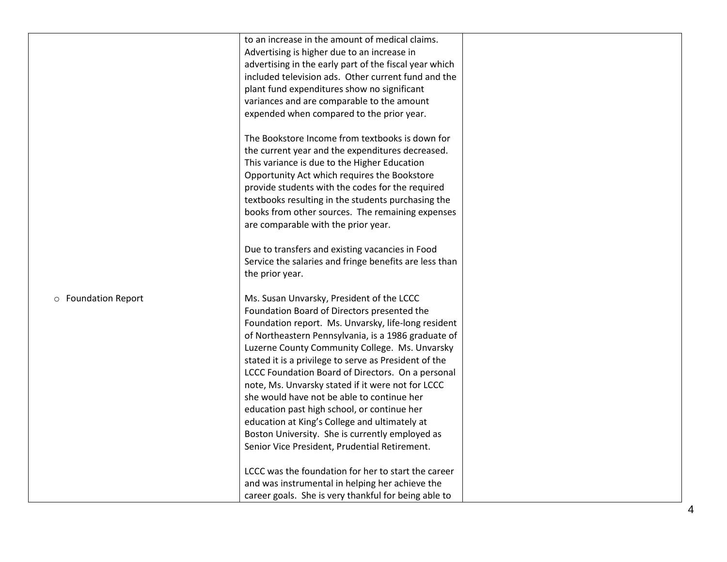| | | |
|---|---|---|
| | to an increase in the amount of medical claims. Advertising is higher due to an increase in advertising in the early part of the fiscal year which included television ads. Other current fund and the plant fund expenditures show no significant variances and are comparable to the amount expended when compared to the prior year.<br><br>The Bookstore Income from textbooks is down for the current year and the expenditures decreased. This variance is due to the Higher Education Opportunity Act which requires the Bookstore provide students with the codes for the required textbooks resulting in the students purchasing the books from other sources. The remaining expenses are comparable with the prior year.<br><br>Due to transfers and existing vacancies in Food Service the salaries and fringe benefits are less than the prior year. | |
| ○ Foundation Report | Ms. Susan Unvarsky, President of the LCCC Foundation Board of Directors presented the Foundation report. Ms. Unvarsky, life-long resident of Northeastern Pennsylvania, is a 1986 graduate of Luzerne County Community College. Ms. Unvarsky stated it is a privilege to serve as President of the LCCC Foundation Board of Directors. On a personal note, Ms. Unvarsky stated if it were not for LCCC she would have not be able to continue her education past high school, or continue her education at King's College and ultimately at Boston University. She is currently employed as Senior Vice President, Prudential Retirement.<br><br>LCCC was the foundation for her to start the career and was instrumental in helping her achieve the career goals. She is very thankful for being able to | |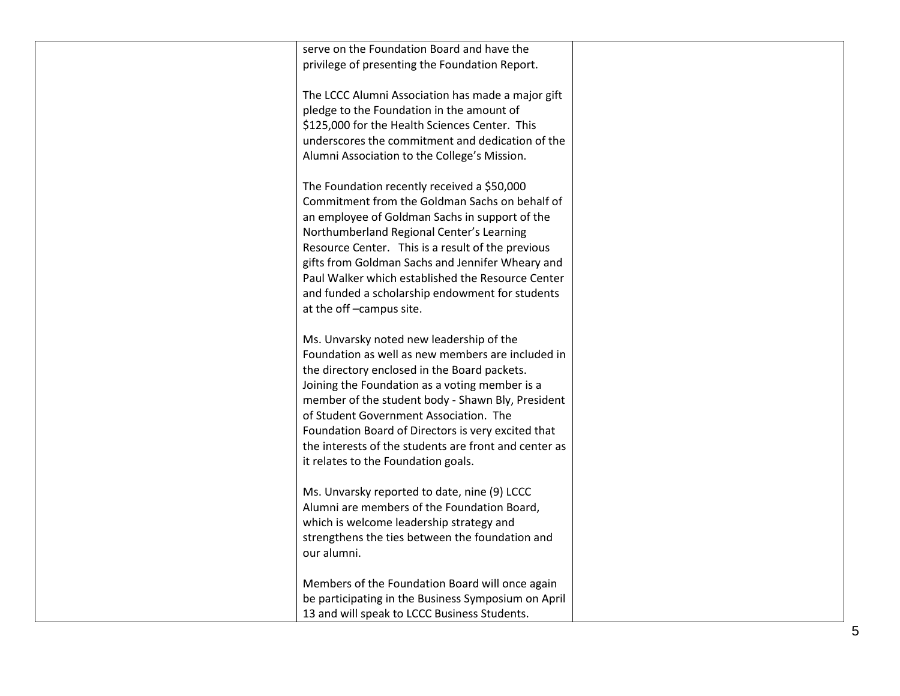| | | |
|---|---|---|
| | serve on the Foundation Board and have the privilege of presenting the Foundation Report.<br><br>The LCCC Alumni Association has made a major gift pledge to the Foundation in the amount of $125,000 for the Health Sciences Center. This underscores the commitment and dedication of the Alumni Association to the College's Mission.<br><br>The Foundation recently received a $50,000 Commitment from the Goldman Sachs on behalf of an employee of Goldman Sachs in support of the Northumberland Regional Center's Learning Resource Center. This is a result of the previous gifts from Goldman Sachs and Jennifer Wheary and Paul Walker which established the Resource Center and funded a scholarship endowment for students at the off –campus site.<br><br>Ms. Unvarsky noted new leadership of the Foundation as well as new members are included in the directory enclosed in the Board packets. Joining the Foundation as a voting member is a member of the student body - Shawn Bly, President of Student Government Association. The Foundation Board of Directors is very excited that the interests of the students are front and center as it relates to the Foundation goals.<br><br>Ms. Unvarsky reported to date, nine (9) LCCC Alumni are members of the Foundation Board, which is welcome leadership strategy and strengthens the ties between the foundation and our alumni.<br><br>Members of the Foundation Board will once again be participating in the Business Symposium on April 13 and will speak to LCCC Business Students. | |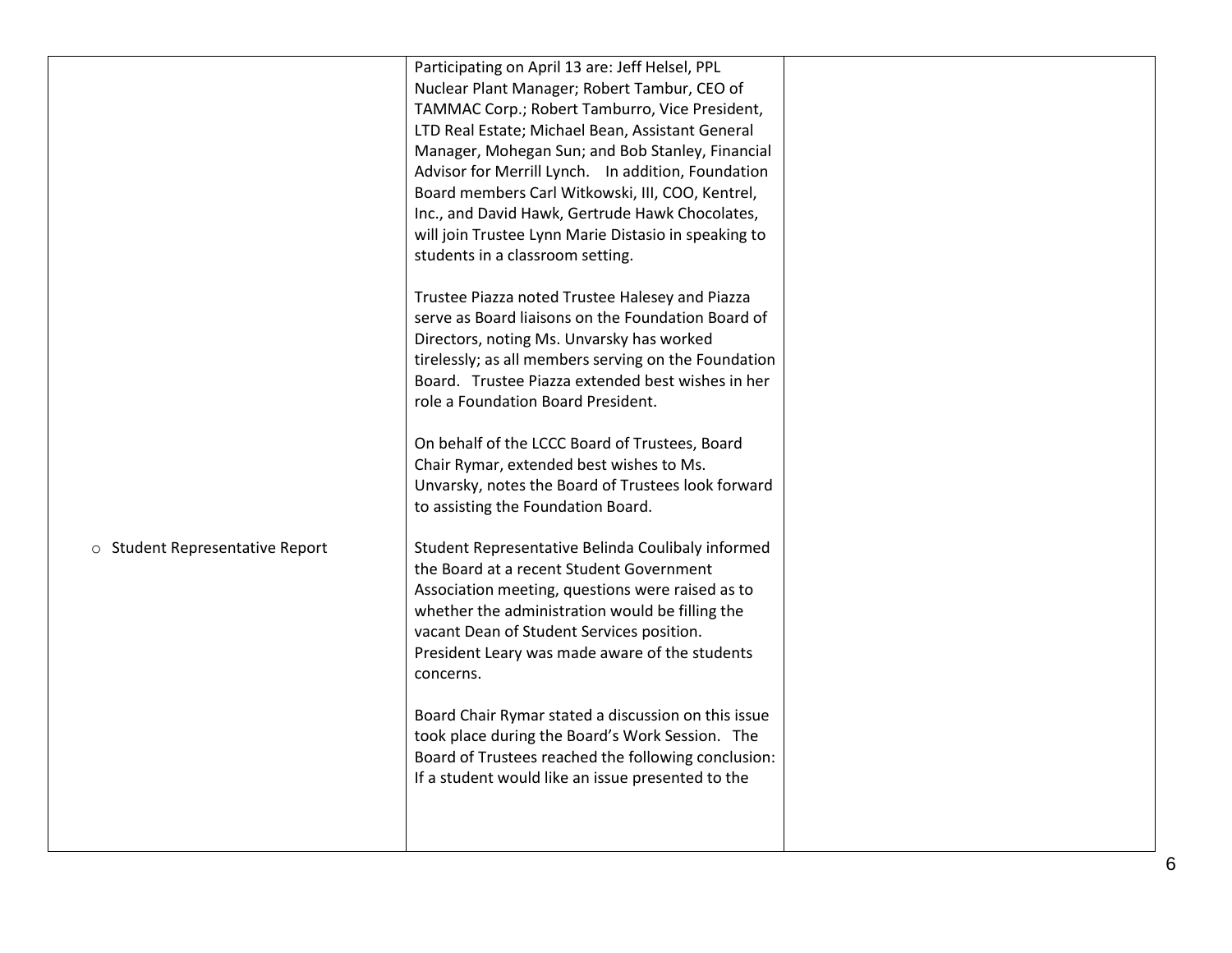| | | |
|---|---|---|
| | Participating on April 13 are: Jeff Helsel, PPL Nuclear Plant Manager; Robert Tambur, CEO of TAMMAC Corp.; Robert Tamburro, Vice President, LTD Real Estate; Michael Bean, Assistant General Manager, Mohegan Sun; and Bob Stanley, Financial Advisor for Merrill Lynch. In addition, Foundation Board members Carl Witkowski, III, COO, Kentrel, Inc., and David Hawk, Gertrude Hawk Chocolates, will join Trustee Lynn Marie Distasio in speaking to students in a classroom setting.<br><br>Trustee Piazza noted Trustee Halesey and Piazza serve as Board liaisons on the Foundation Board of Directors, noting Ms. Unvarsky has worked tirelessly; as all members serving on the Foundation Board. Trustee Piazza extended best wishes in her role a Foundation Board President.<br><br>On behalf of the LCCC Board of Trustees, Board Chair Rymar, extended best wishes to Ms. Unvarsky, notes the Board of Trustees look forward to assisting the Foundation Board. | |
| ○ Student Representative Report | Student Representative Belinda Coulibaly informed the Board at a recent Student Government Association meeting, questions were raised as to whether the administration would be filling the vacant Dean of Student Services position. President Leary was made aware of the students concerns.<br><br>Board Chair Rymar stated a discussion on this issue took place during the Board's Work Session. The Board of Trustees reached the following conclusion: If a student would like an issue presented to the | |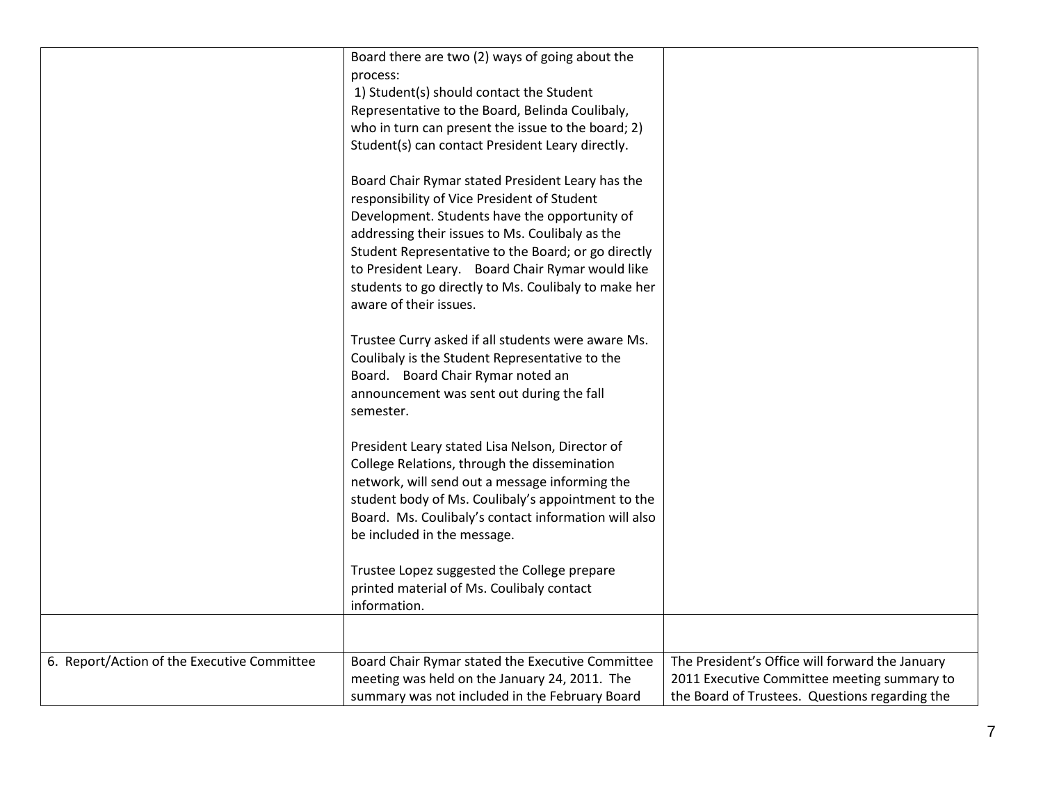| | | |
|---|---|---|
| | Board there are two (2) ways of going about the process:<br>1) Student(s) should contact the Student Representative to the Board, Belinda Coulibaly, who in turn can present the issue to the board; 2) Student(s) can contact President Leary directly.<br><br>Board Chair Rymar stated President Leary has the responsibility of Vice President of Student Development. Students have the opportunity of addressing their issues to Ms. Coulibaly as the Student Representative to the Board; or go directly to President Leary. Board Chair Rymar would like students to go directly to Ms. Coulibaly to make her aware of their issues.<br><br>Trustee Curry asked if all students were aware Ms. Coulibaly is the Student Representative to the Board. Board Chair Rymar noted an announcement was sent out during the fall semester.<br><br>President Leary stated Lisa Nelson, Director of College Relations, through the dissemination network, will send out a message informing the student body of Ms. Coulibaly's appointment to the Board. Ms. Coulibaly's contact information will also be included in the message.<br><br>Trustee Lopez suggested the College prepare printed material of Ms. Coulibaly contact information. | |
| | | |
| 6. Report/Action of the Executive Committee | Board Chair Rymar stated the Executive Committee meeting was held on the January 24, 2011. The summary was not included in the February Board | The President's Office will forward the January 2011 Executive Committee meeting summary to the Board of Trustees. Questions regarding the |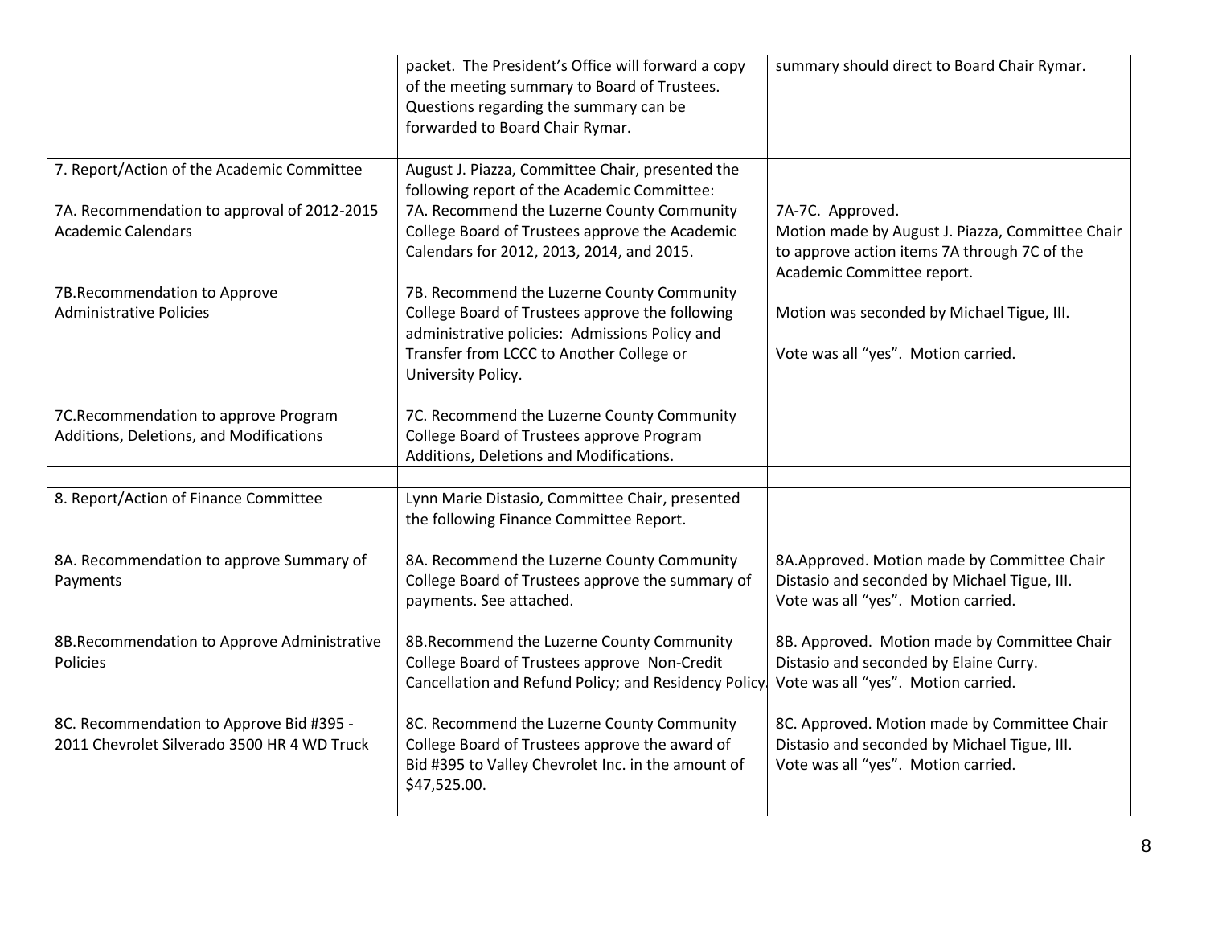| | | |
|---|---|---|
| | packet. The President's Office will forward a copy of the meeting summary to Board of Trustees. Questions regarding the summary can be forwarded to Board Chair Rymar. | summary should direct to Board Chair Rymar. |
| | | |
| 7. Report/Action of the Academic Committee<br><br>7A. Recommendation to approval of 2012-2015 Academic Calendars<br><br>7B.Recommendation to Approve Administrative Policies<br><br>7C.Recommendation to approve Program Additions, Deletions, and Modifications | August J. Piazza, Committee Chair, presented the following report of the Academic Committee:<br>7A. Recommend the Luzerne County Community College Board of Trustees approve the Academic Calendars for 2012, 2013, 2014, and 2015.<br><br>7B. Recommend the Luzerne County Community College Board of Trustees approve the following administrative policies: Admissions Policy and Transfer from LCCC to Another College or University Policy.<br><br>7C. Recommend the Luzerne County Community College Board of Trustees approve Program Additions, Deletions and Modifications. | 7A-7C. Approved.<br>Motion made by August J. Piazza, Committee Chair to approve action items 7A through 7C of the Academic Committee report.<br><br>Motion was seconded by Michael Tigue, III.<br><br>Vote was all "yes". Motion carried. |
| | | |
| 8. Report/Action of Finance Committee<br><br>8A. Recommendation to approve Summary of Payments<br><br>8B.Recommendation to Approve Administrative Policies<br><br>8C. Recommendation to Approve Bid #395 - 2011 Chevrolet Silverado 3500 HR 4 WD Truck | Lynn Marie Distasio, Committee Chair, presented the following Finance Committee Report.<br><br>8A. Recommend the Luzerne County Community College Board of Trustees approve the summary of payments. See attached.<br><br>8B.Recommend the Luzerne County Community College Board of Trustees approve Non-Credit Cancellation and Refund Policy; and Residency Policy.<br><br>8C. Recommend the Luzerne County Community College Board of Trustees approve the award of Bid #395 to Valley Chevrolet Inc. in the amount of $47,525.00. | <br><br>8A.Approved. Motion made by Committee Chair Distasio and seconded by Michael Tigue, III. Vote was all "yes". Motion carried.<br><br>8B. Approved. Motion made by Committee Chair Distasio and seconded by Elaine Curry. Vote was all "yes". Motion carried.<br><br>8C. Approved. Motion made by Committee Chair Distasio and seconded by Michael Tigue, III. Vote was all "yes". Motion carried. |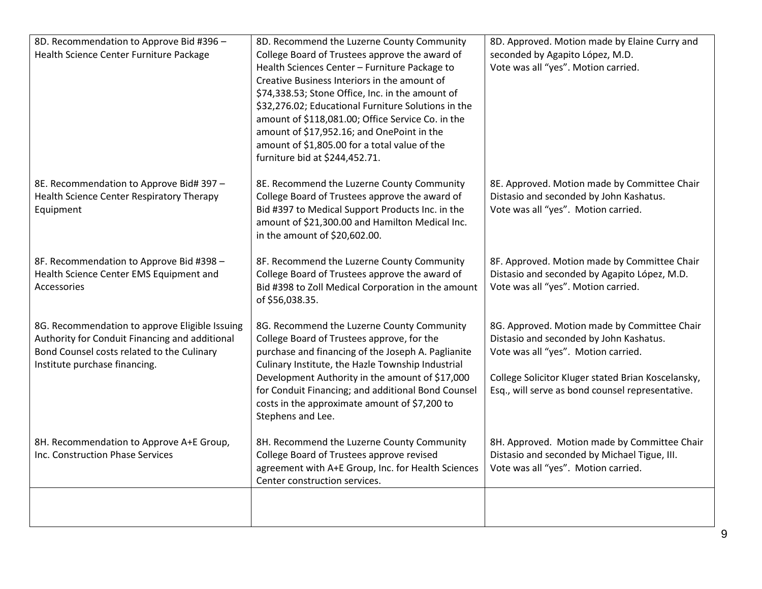| | | |
|---|---|---|
| 8D. Recommendation to Approve Bid #396 – Health Science Center Furniture Package | 8D. Recommend the Luzerne County Community College Board of Trustees approve the award of Health Sciences Center – Furniture Package to Creative Business Interiors in the amount of $74,338.53; Stone Office, Inc. in the amount of $32,276.02; Educational Furniture Solutions in the amount of $118,081.00; Office Service Co. in the amount of $17,952.16; and OnePoint in the amount of $1,805.00 for a total value of the furniture bid at $244,452.71. | 8D. Approved. Motion made by Elaine Curry and seconded by Agapito López, M.D. Vote was all "yes". Motion carried. |
| 8E. Recommendation to Approve Bid# 397 – Health Science Center Respiratory Therapy Equipment | 8E. Recommend the Luzerne County Community College Board of Trustees approve the award of Bid #397 to Medical Support Products Inc. in the amount of $21,300.00 and Hamilton Medical Inc. in the amount of $20,602.00. | 8E. Approved. Motion made by Committee Chair Distasio and seconded by John Kashatus. Vote was all "yes". Motion carried. |
| 8F. Recommendation to Approve Bid #398 – Health Science Center EMS Equipment and Accessories | 8F. Recommend the Luzerne County Community College Board of Trustees approve the award of Bid #398 to Zoll Medical Corporation in the amount of $56,038.35. | 8F. Approved. Motion made by Committee Chair Distasio and seconded by Agapito López, M.D. Vote was all "yes". Motion carried. |
| 8G. Recommendation to approve Eligible Issuing Authority for Conduit Financing and additional Bond Counsel costs related to the Culinary Institute purchase financing. | 8G. Recommend the Luzerne County Community College Board of Trustees approve, for the purchase and financing of the Joseph A. Paglianite Culinary Institute, the Hazle Township Industrial Development Authority in the amount of $17,000 for Conduit Financing; and additional Bond Counsel costs in the approximate amount of $7,200 to Stephens and Lee. | 8G. Approved. Motion made by Committee Chair Distasio and seconded by John Kashatus. Vote was all "yes". Motion carried.<br><br>College Solicitor Kluger stated Brian Koscelansky, Esq., will serve as bond counsel representative. |
| 8H. Recommendation to Approve A+E Group, Inc. Construction Phase Services | 8H. Recommend the Luzerne County Community College Board of Trustees approve revised agreement with A+E Group, Inc. for Health Sciences Center construction services. | 8H. Approved. Motion made by Committee Chair Distasio and seconded by Michael Tigue, III. Vote was all "yes". Motion carried. |
| | | |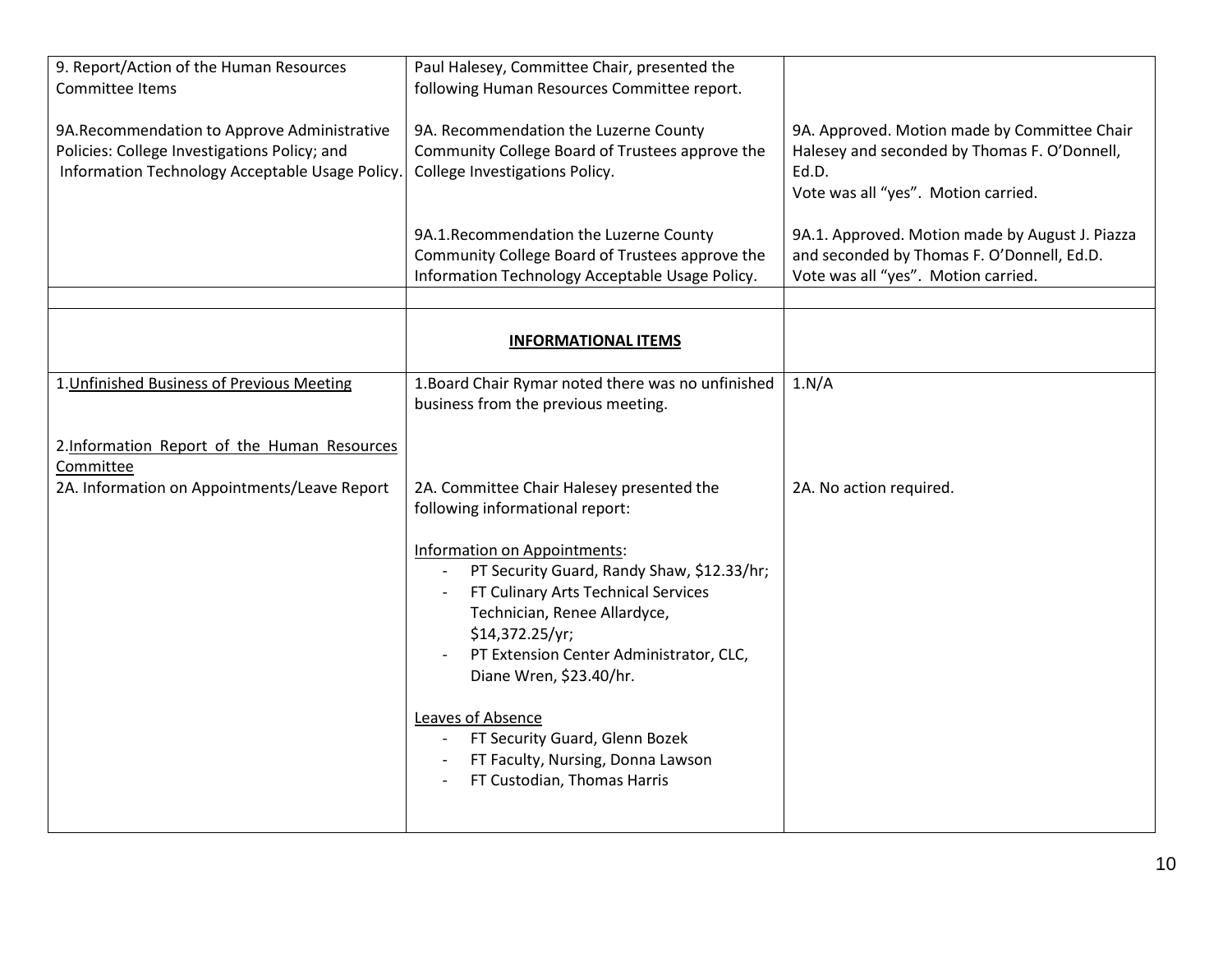| | | |
|---|---|---|
| 9. Report/Action of the Human Resources Committee Items<br><br>9A.Recommendation to Approve Administrative Policies: College Investigations Policy; and Information Technology Acceptable Usage Policy. | Paul Halesey, Committee Chair, presented the following Human Resources Committee report.<br><br>9A. Recommendation the Luzerne County Community College Board of Trustees approve the College Investigations Policy.<br><br>9A.1.Recommendation the Luzerne County Community College Board of Trustees approve the Information Technology Acceptable Usage Policy. | <br><br>9A. Approved. Motion made by Committee Chair Halesey and seconded by Thomas F. O'Donnell, Ed.D.<br>Vote was all "yes". Motion carried.<br><br>9A.1. Approved. Motion made by August J. Piazza and seconded by Thomas F. O'Donnell, Ed.D.<br>Vote was all "yes". Motion carried. |
| | | |
| | **INFORMATIONAL ITEMS** | |
| 1.Unfinished Business of Previous Meeting<br><br>2.Information Report of the Human Resources Committee<br>2A. Information on Appointments/Leave Report | 1.Board Chair Rymar noted there was no unfinished business from the previous meeting.<br><br>2A. Committee Chair Halesey presented the following informational report:<br><br>Information on Appointments:<br>- PT Security Guard, Randy Shaw, \$12.33/hr;<br>- FT Culinary Arts Technical Services Technician, Renee Allardyce, \$14,372.25/yr;<br>- PT Extension Center Administrator, CLC, Diane Wren, \$23.40/hr.<br><br>Leaves of Absence<br>- FT Security Guard, Glenn Bozek<br>- FT Faculty, Nursing, Donna Lawson<br>- FT Custodian, Thomas Harris | 1.N/A<br><br>2A. No action required. |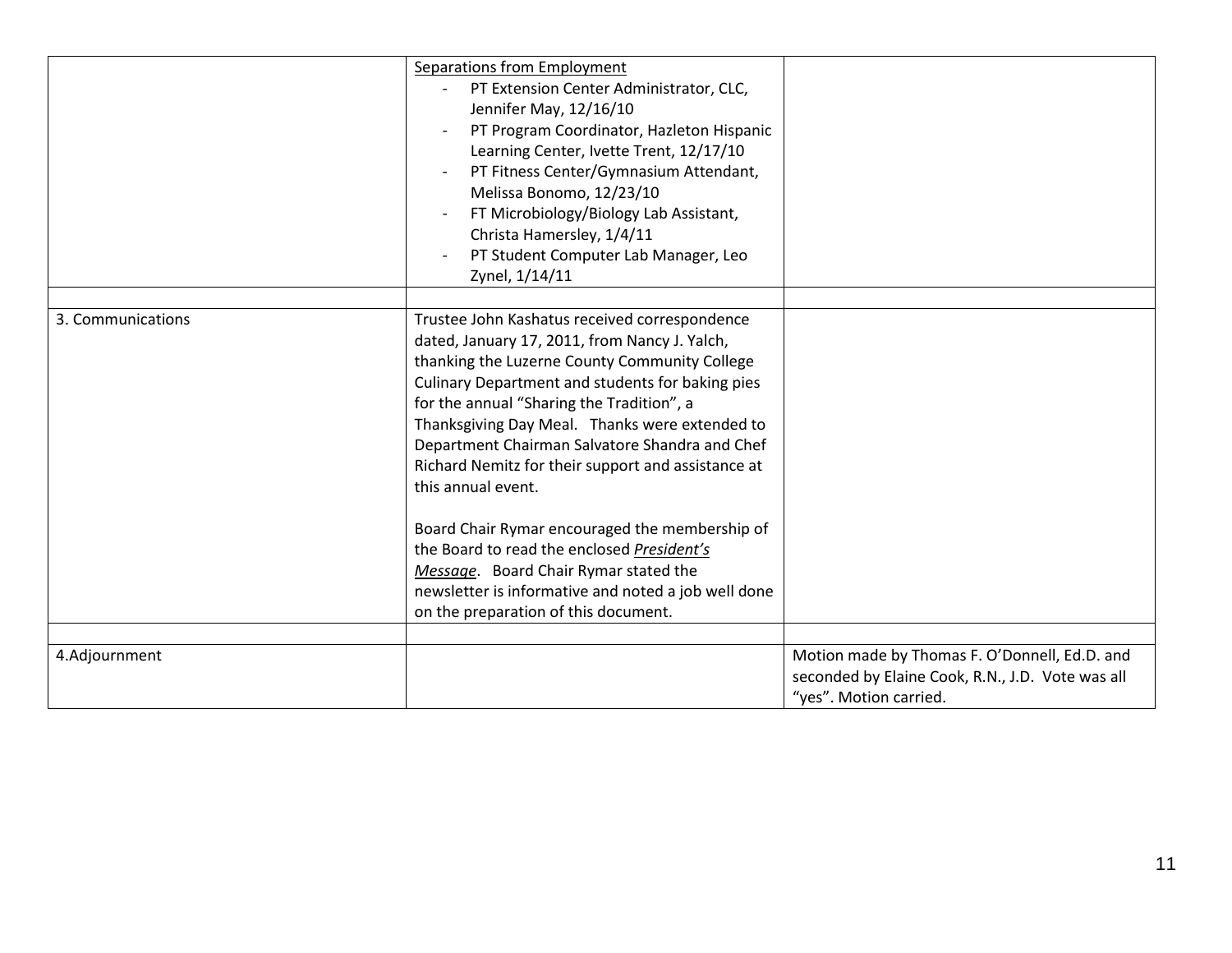| | | |
|---|---|---|
| | Separations from Employment<br>- PT Extension Center Administrator, CLC, Jennifer May, 12/16/10<br>- PT Program Coordinator, Hazleton Hispanic Learning Center, Ivette Trent, 12/17/10<br>- PT Fitness Center/Gymnasium Attendant, Melissa Bonomo, 12/23/10<br>- FT Microbiology/Biology Lab Assistant, Christa Hamersley, 1/4/11<br>- PT Student Computer Lab Manager, Leo Zynel, 1/14/11 | |
| | | |
| 3. Communications | Trustee John Kashatus received correspondence dated, January 17, 2011, from Nancy J. Yalch, thanking the Luzerne County Community College Culinary Department and students for baking pies for the annual "Sharing the Tradition", a Thanksgiving Day Meal. Thanks were extended to Department Chairman Salvatore Shandra and Chef Richard Nemitz for their support and assistance at this annual event.<br><br>Board Chair Rymar encouraged the membership of the Board to read the enclosed *President's Message*. Board Chair Rymar stated the newsletter is informative and noted a job well done on the preparation of this document. | |
| | | |
| 4.Adjournment | | Motion made by Thomas F. O'Donnell, Ed.D. and seconded by Elaine Cook, R.N., J.D. Vote was all "yes". Motion carried. |